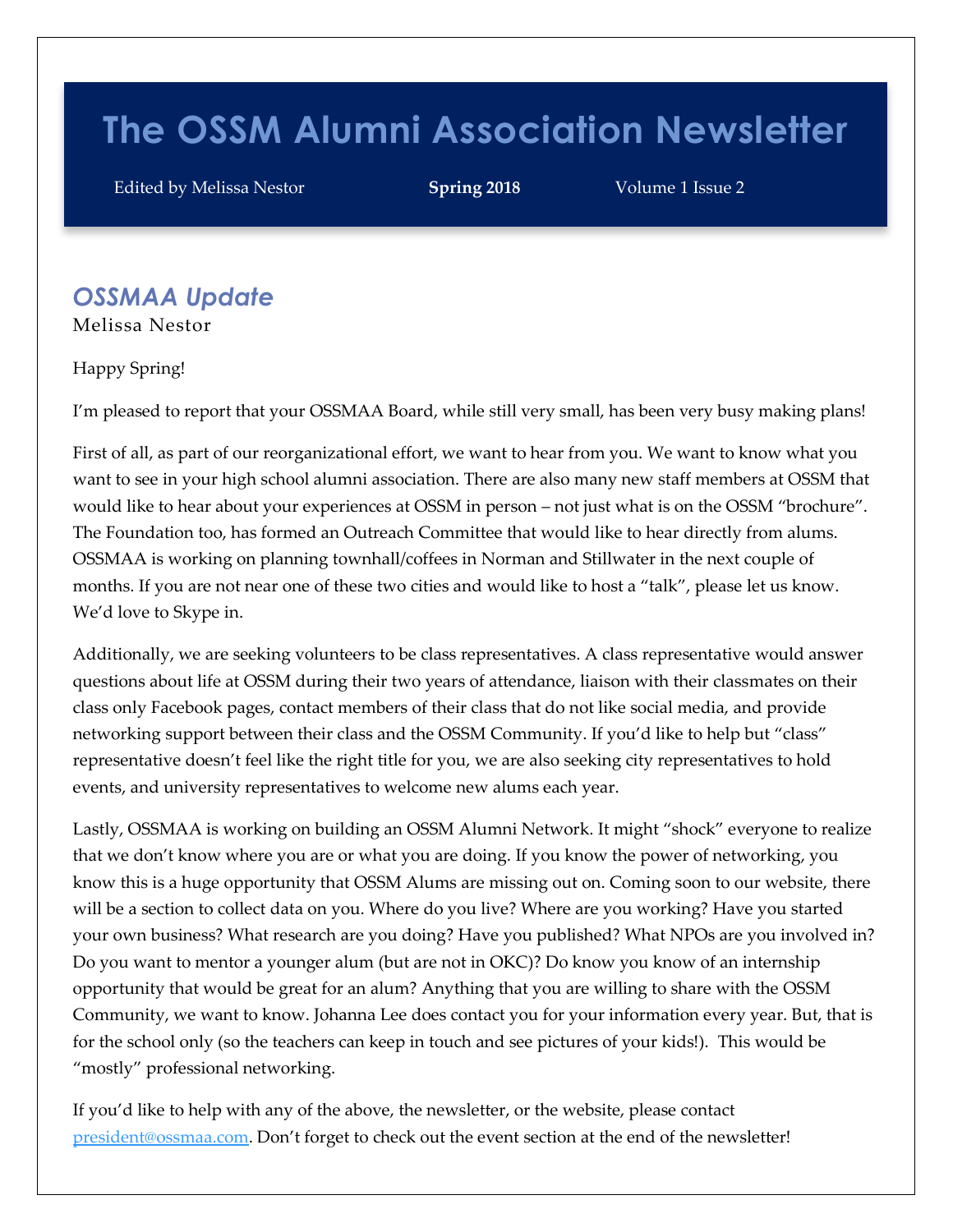# The OSSM Alumni Association Newsletter

Edited by Melissa Nestor **Spring 2018** Volume 1 Issue 2

## *OSSMAA Update*

Melissa Nestor

Happy Spring!

I'm pleased to report that your OSSMAA Board, while still very small, has been very busy making plans!

First of all, as part of our reorganizational effort, we want to hear from you. We want to know what you want to see in your high school alumni association. There are also many new staff members at OSSM that would like to hear about your experiences at OSSM in person – not just what is on the OSSM "brochure". The Foundation too, has formed an Outreach Committee that would like to hear directly from alums. OSSMAA is working on planning townhall/coffees in Norman and Stillwater in the next couple of months. If you are not near one of these two cities and would like to host a "talk", please let us know. We'd love to Skype in.

Additionally, we are seeking volunteers to be class representatives. A class representative would answer questions about life at OSSM during their two years of attendance, liaison with their classmates on their class only Facebook pages, contact members of their class that do not like social media, and provide networking support between their class and the OSSM Community. If you'd like to help but "class" representative doesn't feel like the right title for you, we are also seeking city representatives to hold events, and university representatives to welcome new alums each year.

Lastly, OSSMAA is working on building an OSSM Alumni Network. It might "shock" everyone to realize that we don't know where you are or what you are doing. If you know the power of networking, you know this is a huge opportunity that OSSM Alums are missing out on. Coming soon to our website, there will be a section to collect data on you. Where do you live? Where are you working? Have you started your own business? What research are you doing? Have you published? What NPOs are you involved in? Do you want to mentor a younger alum (but are not in OKC)? Do know you know of an internship opportunity that would be great for an alum? Anything that you are willing to share with the OSSM Community, we want to know. Johanna Lee does contact you for your information every year. But, that is for the school only (so the teachers can keep in touch and see pictures of your kids!). This would be "mostly" professional networking.

If you'd like to help with any of the above, the newsletter, or the website, please contact president@ossmaa.com. Don't forget to check out the event section at the end of the newsletter!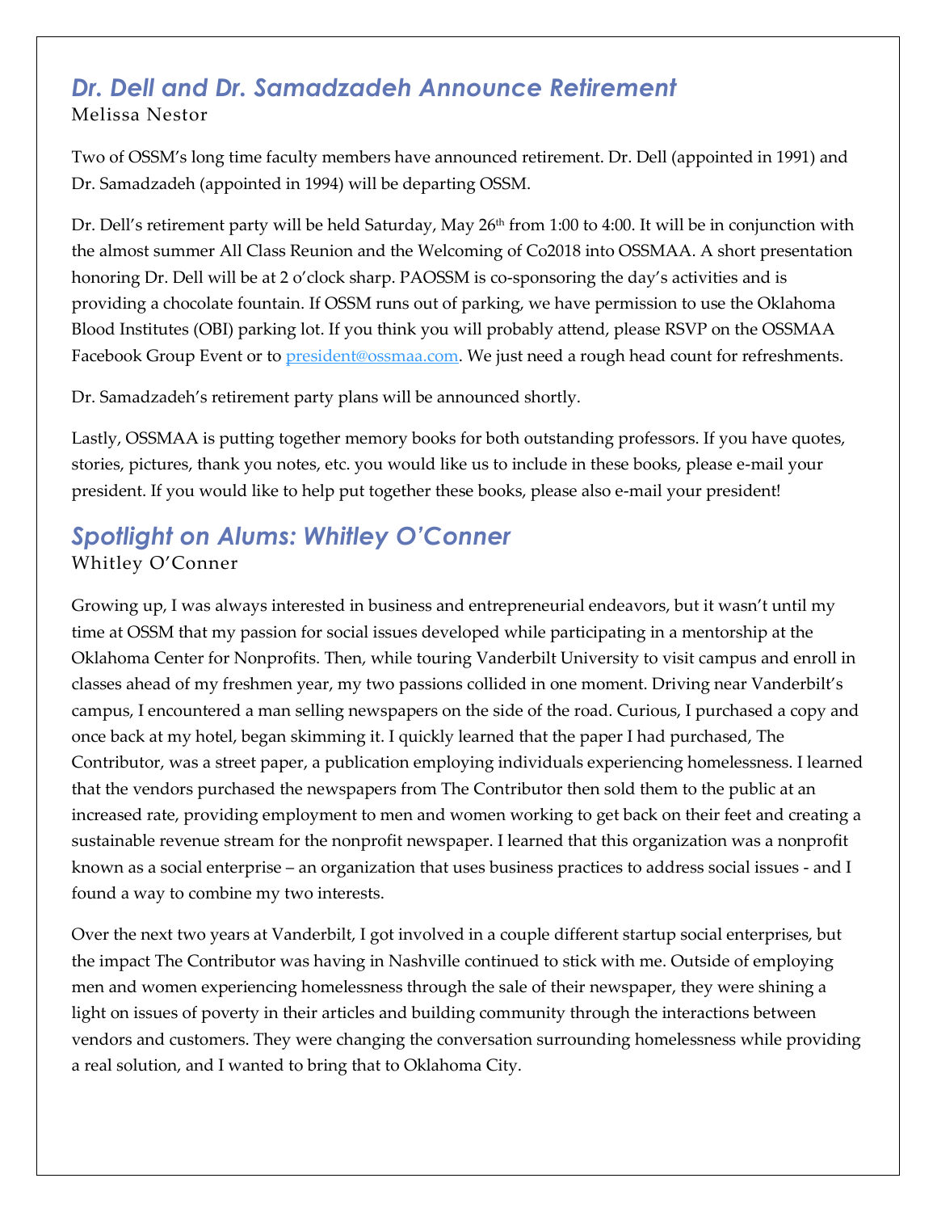## *Dr. Dell and Dr. Samadzadeh Announce Retirement*

Melissa Nestor

Two of OSSM's long time faculty members have announced retirement. Dr. Dell (appointed in 1991) and Dr. Samadzadeh (appointed in 1994) will be departing OSSM.

Dr. Dell's retirement party will be held Saturday, May 26th from 1:00 to 4:00. It will be in conjunction with the almost summer All Class Reunion and the Welcoming of Co2018 into OSSMAA. A short presentation honoring Dr. Dell will be at 2 o'clock sharp. PAOSSM is co-sponsoring the day's activities and is providing a chocolate fountain. If OSSM runs out of parking, we have permission to use the Oklahoma Blood Institutes (OBI) parking lot. If you think you will probably attend, please RSVP on the OSSMAA Facebook Group Event or to president@ossmaa.com. We just need a rough head count for refreshments.

Dr. Samadzadeh's retirement party plans will be announced shortly.

Lastly, OSSMAA is putting together memory books for both outstanding professors. If you have quotes, stories, pictures, thank you notes, etc. you would like us to include in these books, please e-mail your president. If you would like to help put together these books, please also e-mail your president!

## *Spotlight on Alums: Whitley O'Conner*

Whitley O'Conner

Growing up, I was always interested in business and entrepreneurial endeavors, but it wasn't until my time at OSSM that my passion for social issues developed while participating in a mentorship at the Oklahoma Center for Nonprofits. Then, while touring Vanderbilt University to visit campus and enroll in classes ahead of my freshmen year, my two passions collided in one moment. Driving near Vanderbilt's campus, I encountered a man selling newspapers on the side of the road. Curious, I purchased a copy and once back at my hotel, began skimming it. I quickly learned that the paper I had purchased, The Contributor, was a street paper, a publication employing individuals experiencing homelessness. I learned that the vendors purchased the newspapers from The Contributor then sold them to the public at an increased rate, providing employment to men and women working to get back on their feet and creating a sustainable revenue stream for the nonprofit newspaper. I learned that this organization was a nonprofit known as a social enterprise – an organization that uses business practices to address social issues - and I found a way to combine my two interests.

Over the next two years at Vanderbilt, I got involved in a couple different startup social enterprises, but the impact The Contributor was having in Nashville continued to stick with me. Outside of employing men and women experiencing homelessness through the sale of their newspaper, they were shining a light on issues of poverty in their articles and building community through the interactions between vendors and customers. They were changing the conversation surrounding homelessness while providing a real solution, and I wanted to bring that to Oklahoma City.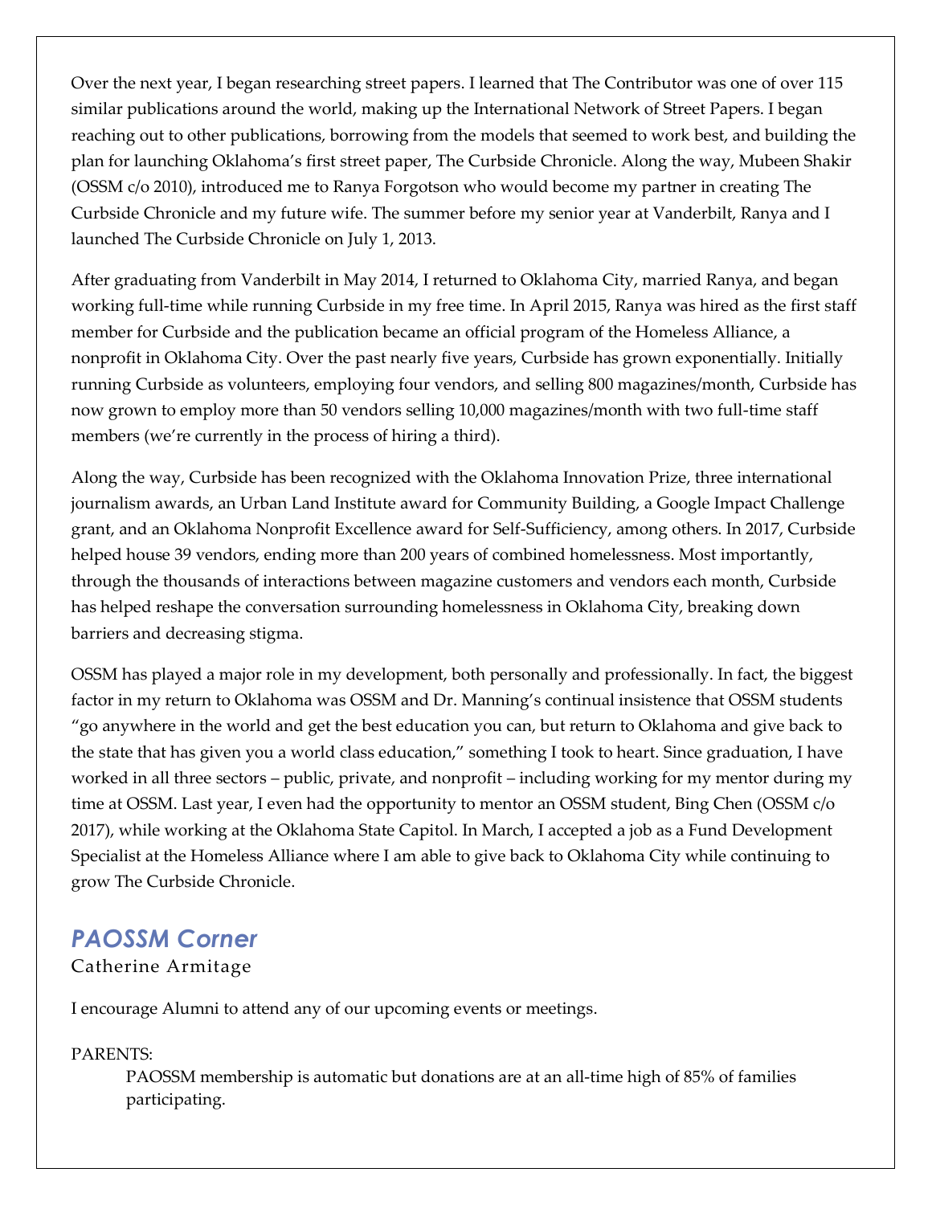Over the next year, I began researching street papers. I learned that The Contributor was one of over 115 similar publications around the world, making up the International Network of Street Papers. I began reaching out to other publications, borrowing from the models that seemed to work best, and building the plan for launching Oklahoma's first street paper, The Curbside Chronicle. Along the way, Mubeen Shakir (OSSM c/o 2010), introduced me to Ranya Forgotson who would become my partner in creating The Curbside Chronicle and my future wife. The summer before my senior year at Vanderbilt, Ranya and I launched The Curbside Chronicle on July 1, 2013.

After graduating from Vanderbilt in May 2014, I returned to Oklahoma City, married Ranya, and began working full-time while running Curbside in my free time. In April 2015, Ranya was hired as the first staff member for Curbside and the publication became an official program of the Homeless Alliance, a nonprofit in Oklahoma City. Over the past nearly five years, Curbside has grown exponentially. Initially running Curbside as volunteers, employing four vendors, and selling 800 magazines/month, Curbside has now grown to employ more than 50 vendors selling 10,000 magazines/month with two full-time staff members (we're currently in the process of hiring a third).

Along the way, Curbside has been recognized with the Oklahoma Innovation Prize, three international journalism awards, an Urban Land Institute award for Community Building, a Google Impact Challenge grant, and an Oklahoma Nonprofit Excellence award for Self-Sufficiency, among others. In 2017, Curbside helped house 39 vendors, ending more than 200 years of combined homelessness. Most importantly, through the thousands of interactions between magazine customers and vendors each month, Curbside has helped reshape the conversation surrounding homelessness in Oklahoma City, breaking down barriers and decreasing stigma.

OSSM has played a major role in my development, both personally and professionally. In fact, the biggest factor in my return to Oklahoma was OSSM and Dr. Manning's continual insistence that OSSM students "go anywhere in the world and get the best education you can, but return to Oklahoma and give back to the state that has given you a world class education," something I took to heart. Since graduation, I have worked in all three sectors – public, private, and nonprofit – including working for my mentor during my time at OSSM. Last year, I even had the opportunity to mentor an OSSM student, Bing Chen (OSSM c/o 2017), while working at the Oklahoma State Capitol. In March, I accepted a job as a Fund Development Specialist at the Homeless Alliance where I am able to give back to Oklahoma City while continuing to grow The Curbside Chronicle.

## *PAOSSM Corner*

Catherine Armitage

I encourage Alumni to attend any of our upcoming events or meetings.

PARENTS:

PAOSSM membership is automatic but donations are at an all-time high of 85% of families participating.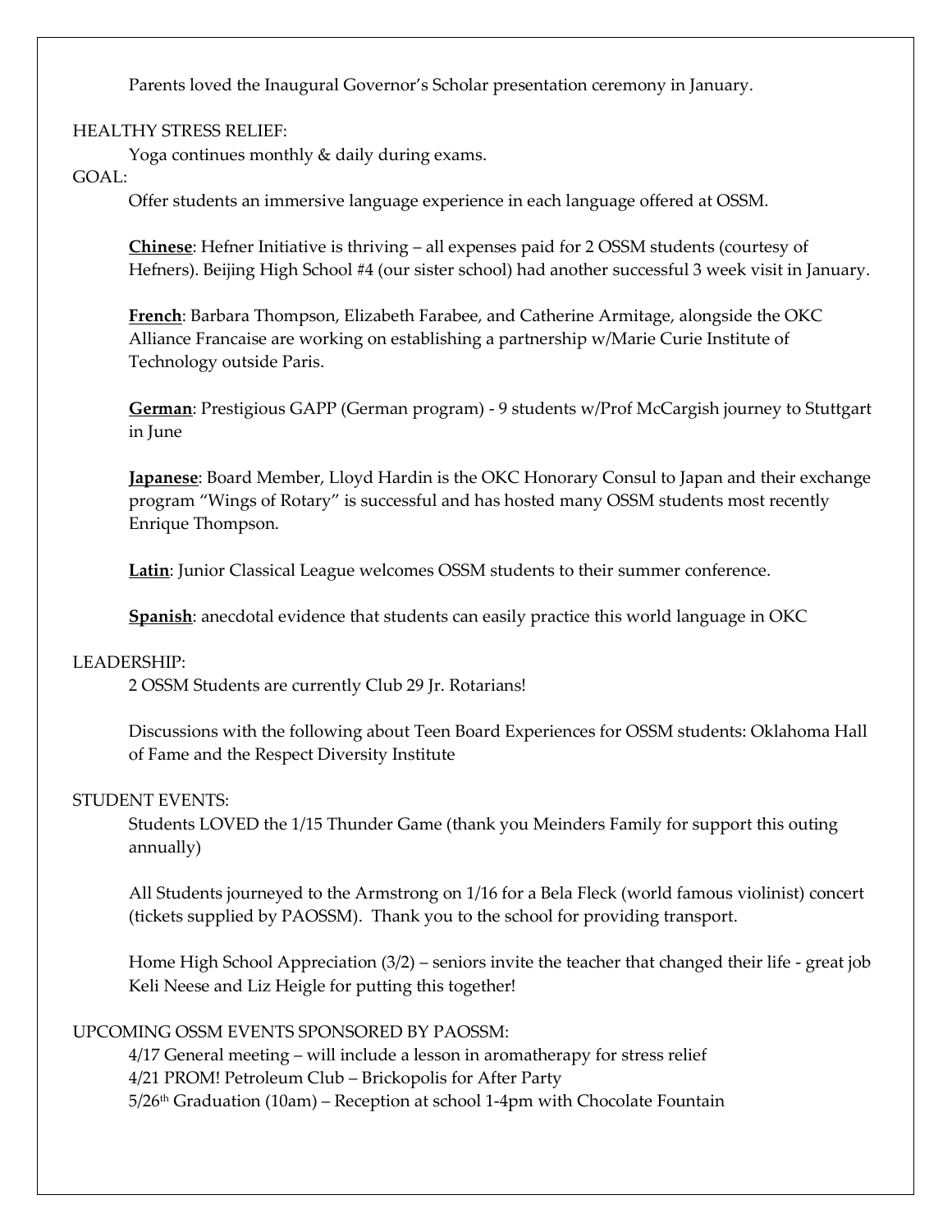Parents loved the Inaugural Governor's Scholar presentation ceremony in January.

HEALTHY STRESS RELIEF:

Yoga continues monthly & daily during exams.

GOAL:

Offer students an immersive language experience in each language offered at OSSM.

**<u>Chinese</u>**: Hefner Initiative is thriving – all expenses paid for 2 OSSM students (courtesy of Hefners). Beijing High School #4 (our sister school) had another successful 3 week visit in January.

**<u>French</u>**: Barbara Thompson, Elizabeth Farabee, and Catherine Armitage, alongside the OKC Alliance Francaise are working on establishing a partnership w/Marie Curie Institute of Technology outside Paris.

**<u>German</u>**: Prestigious GAPP (German program) - 9 students w/Prof McCargish journey to Stuttgart in June

**<u>Japanese</u>**: Board Member, Lloyd Hardin is the OKC Honorary Consul to Japan and their exchange program "Wings of Rotary" is successful and has hosted many OSSM students most recently Enrique Thompson.

**<u>Latin</u>**: Junior Classical League welcomes OSSM students to their summer conference.

**<u>Spanish</u>**: anecdotal evidence that students can easily practice this world language in OKC

LEADERSHIP:

2 OSSM Students are currently Club 29 Jr. Rotarians!

Discussions with the following about Teen Board Experiences for OSSM students: Oklahoma Hall of Fame and the Respect Diversity Institute

STUDENT EVENTS:

Students LOVED the 1/15 Thunder Game (thank you Meinders Family for support this outing annually)

All Students journeyed to the Armstrong on 1/16 for a Bela Fleck (world famous violinist) concert (tickets supplied by PAOSSM). Thank you to the school for providing transport.

Home High School Appreciation (3/2) – seniors invite the teacher that changed their life - great job Keli Neese and Liz Heigle for putting this together!

UPCOMING OSSM EVENTS SPONSORED BY PAOSSM:

4/17 General meeting – will include a lesson in aromatherapy for stress relief
4/21 PROM! Petroleum Club – Brickopolis for After Party
5/26th Graduation (10am) – Reception at school 1-4pm with Chocolate Fountain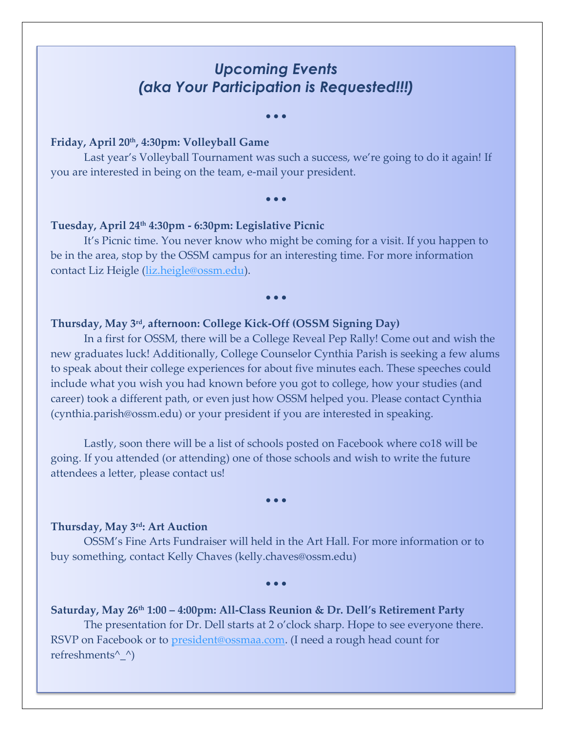# *Upcoming Events*
# *(aka Your Participation is Requested!!!)*

• • •

**Friday, April 20th, 4:30pm: Volleyball Game**

Last year's Volleyball Tournament was such a success, we're going to do it again! If you are interested in being on the team, e-mail your president.

• • •

**Tuesday, April 24th 4:30pm - 6:30pm: Legislative Picnic**

It's Picnic time. You never know who might be coming for a visit. If you happen to be in the area, stop by the OSSM campus for an interesting time. For more information contact Liz Heigle (liz.heigle@ossm.edu).

• • •

**Thursday, May 3rd, afternoon: College Kick-Off (OSSM Signing Day)**

In a first for OSSM, there will be a College Reveal Pep Rally! Come out and wish the new graduates luck! Additionally, College Counselor Cynthia Parish is seeking a few alums to speak about their college experiences for about five minutes each. These speeches could include what you wish you had known before you got to college, how your studies (and career) took a different path, or even just how OSSM helped you. Please contact Cynthia (cynthia.parish@ossm.edu) or your president if you are interested in speaking.

Lastly, soon there will be a list of schools posted on Facebook where co18 will be going. If you attended (or attending) one of those schools and wish to write the future attendees a letter, please contact us!

• • •

**Thursday, May 3rd: Art Auction**

OSSM's Fine Arts Fundraiser will held in the Art Hall. For more information or to buy something, contact Kelly Chaves (kelly.chaves@ossm.edu)

• • •

**Saturday, May 26th 1:00 – 4:00pm: All-Class Reunion & Dr. Dell's Retirement Party**

The presentation for Dr. Dell starts at 2 o'clock sharp. Hope to see everyone there. RSVP on Facebook or to president@ossmaa.com. (I need a rough head count for refreshments^_^)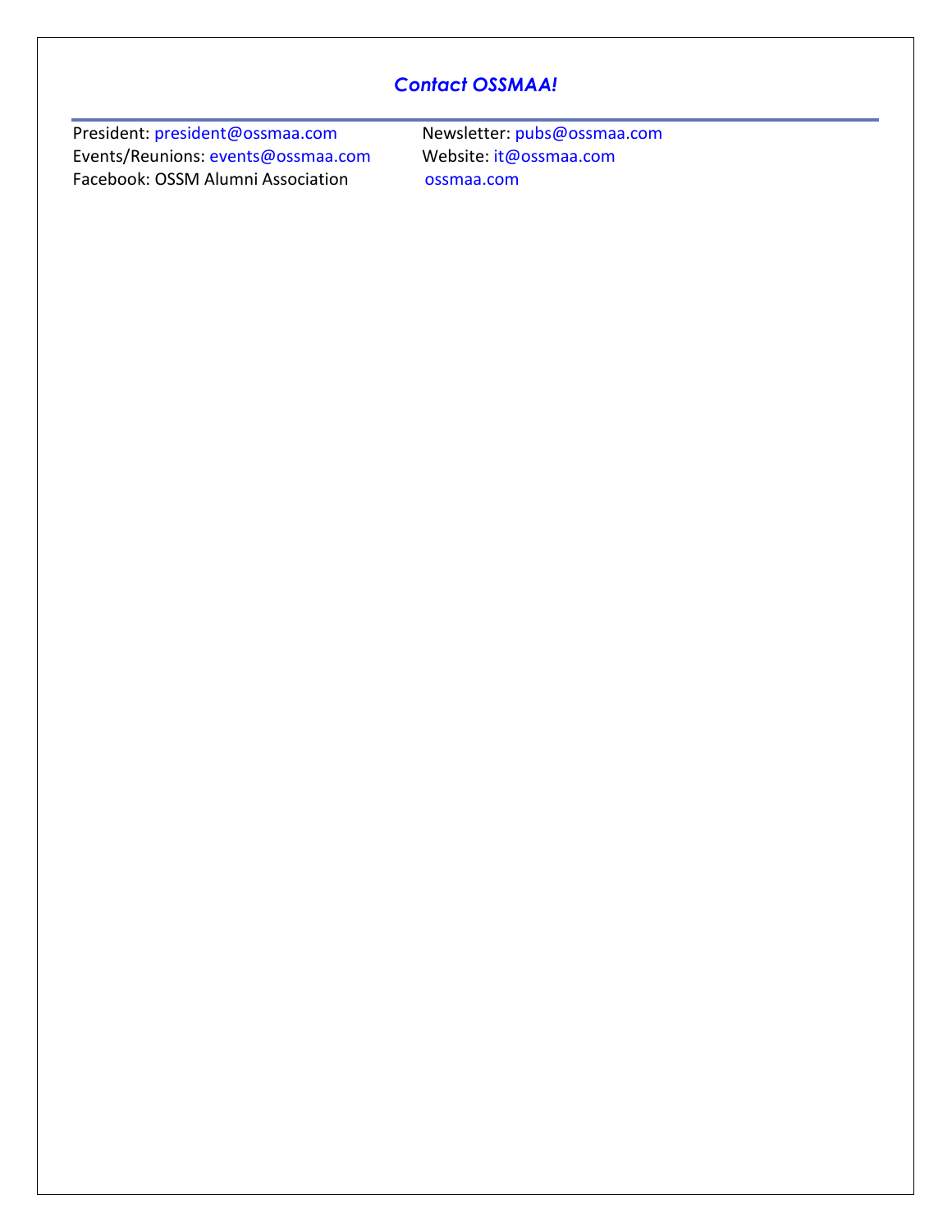## *Contact OSSMAA!*

President: president@ossmaa.com
Events/Reunions: events@ossmaa.com
Facebook: OSSM Alumni Association

Newsletter: pubs@ossmaa.com
Website: it@ossmaa.com
ossmaa.com